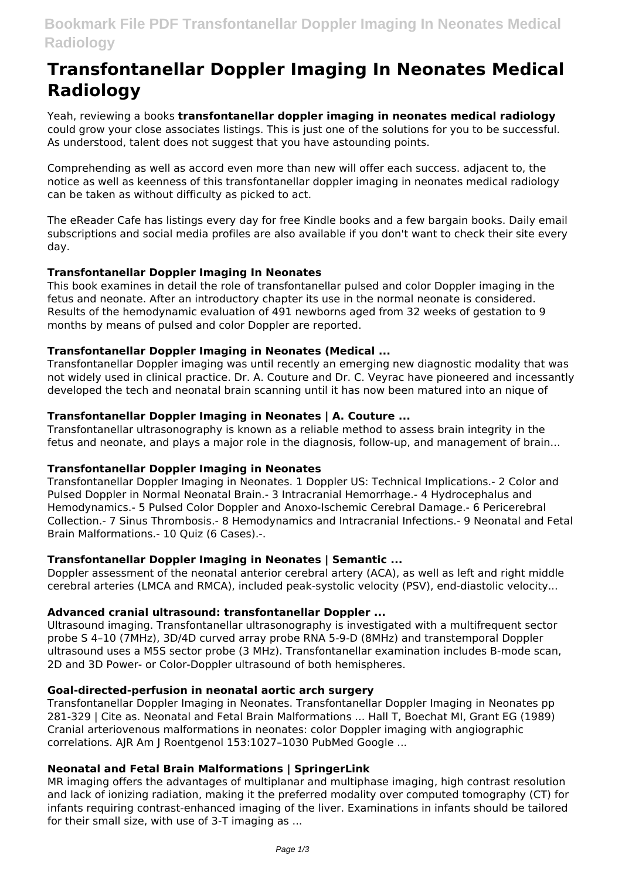# Transfontanellar Doppler Imaging In Neonates Medical Radiology

Yeah, reviewing a books **transfontanellar doppler imaging in neonates medical radiology** could grow your close associates listings. This is just one of the solutions for you to be successful. As understood, talent does not suggest that you have astounding points.

Comprehending as well as accord even more than new will offer each success. adjacent to, the notice as well as keenness of this transfontanellar doppler imaging in neonates medical radiology can be taken as without difficulty as picked to act.

The eReader Cafe has listings every day for free Kindle books and a few bargain books. Daily email subscriptions and social media profiles are also available if you don't want to check their site every day.

### Transfontanellar Doppler Imaging In Neonates

This book examines in detail the role of transfontanellar pulsed and color Doppler imaging in the fetus and neonate. After an introductory chapter its use in the normal neonate is considered. Results of the hemodynamic evaluation of 491 newborns aged from 32 weeks of gestation to 9 months by means of pulsed and color Doppler are reported.

### Transfontanellar Doppler Imaging in Neonates (Medical ...

Transfontanellar Doppler imaging was until recently an emerging new diagnostic modality that was not widely used in clinical practice. Dr. A. Couture and Dr. C. Veyrac have pioneered and incessantly developed the tech and neonatal brain scanning until it has now been matured into an nique of

### Transfontanellar Doppler Imaging in Neonates | A. Couture ...

Transfontanellar ultrasonography is known as a reliable method to assess brain integrity in the fetus and neonate, and plays a major role in the diagnosis, follow-up, and management of brain...

### Transfontanellar Doppler Imaging in Neonates

Transfontanellar Doppler Imaging in Neonates. 1 Doppler US: Technical Implications.- 2 Color and Pulsed Doppler in Normal Neonatal Brain.- 3 Intracranial Hemorrhage.- 4 Hydrocephalus and Hemodynamics.- 5 Pulsed Color Doppler and Anoxo-Ischemic Cerebral Damage.- 6 Pericerebral Collection.- 7 Sinus Thrombosis.- 8 Hemodynamics and Intracranial Infections.- 9 Neonatal and Fetal Brain Malformations.- 10 Quiz (6 Cases).-.

### Transfontanellar Doppler Imaging in Neonates | Semantic ...

Doppler assessment of the neonatal anterior cerebral artery (ACA), as well as left and right middle cerebral arteries (LMCA and RMCA), included peak-systolic velocity (PSV), end-diastolic velocity...

### Advanced cranial ultrasound: transfontanellar Doppler ...

Ultrasound imaging. Transfontanellar ultrasonography is investigated with a multifrequent sector probe S 4–10 (7MHz), 3D/4D curved array probe RNA 5-9-D (8MHz) and transtemporal Doppler ultrasound uses a M5S sector probe (3 MHz). Transfontanellar examination includes B-mode scan, 2D and 3D Power- or Color-Doppler ultrasound of both hemispheres.

### Goal-directed-perfusion in neonatal aortic arch surgery

Transfontanellar Doppler Imaging in Neonates. Transfontanellar Doppler Imaging in Neonates pp 281-329 | Cite as. Neonatal and Fetal Brain Malformations ... Hall T, Boechat MI, Grant EG (1989) Cranial arteriovenous malformations in neonates: color Doppler imaging with angiographic correlations. AJR Am J Roentgenol 153:1027–1030 PubMed Google ...

### Neonatal and Fetal Brain Malformations | SpringerLink

MR imaging offers the advantages of multiplanar and multiphase imaging, high contrast resolution and lack of ionizing radiation, making it the preferred modality over computed tomography (CT) for infants requiring contrast-enhanced imaging of the liver. Examinations in infants should be tailored for their small size, with use of 3-T imaging as ...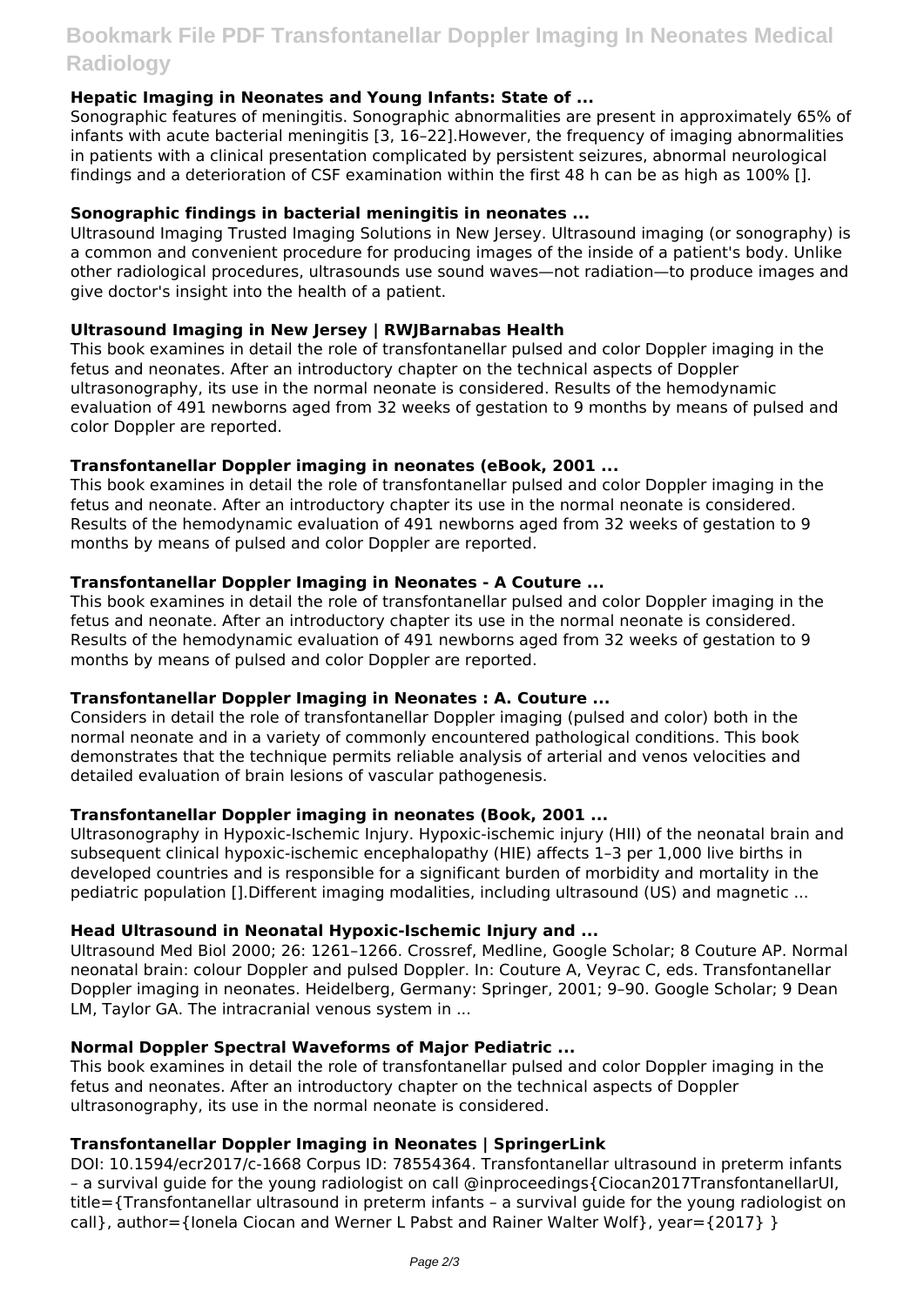### Hepatic Imaging in Neonates and Young Infants: State of ...

Sonographic features of meningitis. Sonographic abnormalities are present in approximately 65% of infants with acute bacterial meningitis [3, 16–22].However, the frequency of imaging abnormalities in patients with a clinical presentation complicated by persistent seizures, abnormal neurological findings and a deterioration of CSF examination within the first 48 h can be as high as 100% [].

### Sonographic findings in bacterial meningitis in neonates ...

Ultrasound Imaging Trusted Imaging Solutions in New Jersey. Ultrasound imaging (or sonography) is a common and convenient procedure for producing images of the inside of a patient's body. Unlike other radiological procedures, ultrasounds use sound waves—not radiation—to produce images and give doctor's insight into the health of a patient.

### Ultrasound Imaging in New Jersey | RWJBarnabas Health

This book examines in detail the role of transfontanellar pulsed and color Doppler imaging in the fetus and neonates. After an introductory chapter on the technical aspects of Doppler ultrasonography, its use in the normal neonate is considered. Results of the hemodynamic evaluation of 491 newborns aged from 32 weeks of gestation to 9 months by means of pulsed and color Doppler are reported.

### Transfontanellar Doppler imaging in neonates (eBook, 2001 ...

This book examines in detail the role of transfontanellar pulsed and color Doppler imaging in the fetus and neonate. After an introductory chapter its use in the normal neonate is considered. Results of the hemodynamic evaluation of 491 newborns aged from 32 weeks of gestation to 9 months by means of pulsed and color Doppler are reported.

### Transfontanellar Doppler Imaging in Neonates - A Couture ...

This book examines in detail the role of transfontanellar pulsed and color Doppler imaging in the fetus and neonate. After an introductory chapter its use in the normal neonate is considered. Results of the hemodynamic evaluation of 491 newborns aged from 32 weeks of gestation to 9 months by means of pulsed and color Doppler are reported.

### Transfontanellar Doppler Imaging in Neonates : A. Couture ...

Considers in detail the role of transfontanellar Doppler imaging (pulsed and color) both in the normal neonate and in a variety of commonly encountered pathological conditions. This book demonstrates that the technique permits reliable analysis of arterial and venos velocities and detailed evaluation of brain lesions of vascular pathogenesis.

### Transfontanellar Doppler imaging in neonates (Book, 2001 ...

Ultrasonography in Hypoxic-Ischemic Injury. Hypoxic-ischemic injury (HII) of the neonatal brain and subsequent clinical hypoxic-ischemic encephalopathy (HIE) affects 1–3 per 1,000 live births in developed countries and is responsible for a significant burden of morbidity and mortality in the pediatric population [].Different imaging modalities, including ultrasound (US) and magnetic ...

### Head Ultrasound in Neonatal Hypoxic-Ischemic Injury and ...

Ultrasound Med Biol 2000; 26: 1261–1266. Crossref, Medline, Google Scholar; 8 Couture AP. Normal neonatal brain: colour Doppler and pulsed Doppler. In: Couture A, Veyrac C, eds. Transfontanellar Doppler imaging in neonates. Heidelberg, Germany: Springer, 2001; 9–90. Google Scholar; 9 Dean LM, Taylor GA. The intracranial venous system in ...

### Normal Doppler Spectral Waveforms of Major Pediatric ...

This book examines in detail the role of transfontanellar pulsed and color Doppler imaging in the fetus and neonates. After an introductory chapter on the technical aspects of Doppler ultrasonography, its use in the normal neonate is considered.

### Transfontanellar Doppler Imaging in Neonates | SpringerLink

DOI: 10.1594/ecr2017/c-1668 Corpus ID: 78554364. Transfontanellar ultrasound in preterm infants – a survival guide for the young radiologist on call @inproceedings{Ciocan2017TransfontanellarUI, title={Transfontanellar ultrasound in preterm infants – a survival guide for the young radiologist on call}, author={Ionela Ciocan and Werner L Pabst and Rainer Walter Wolf}, year={2017} }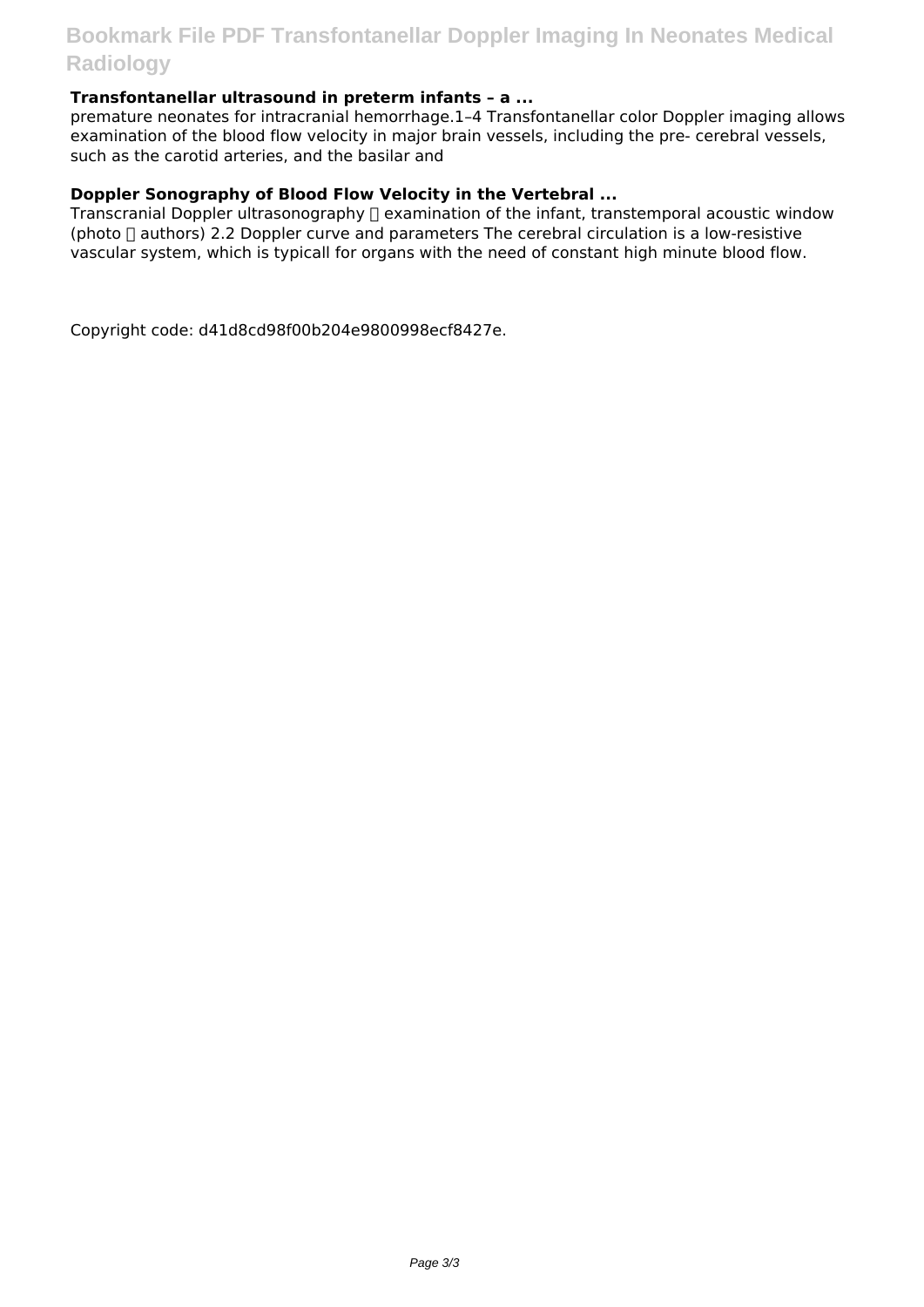**Transfontanellar ultrasound in preterm infants – a ...**

premature neonates for intracranial hemorrhage.1–4 Transfontanellar color Doppler imaging allows examination of the blood flow velocity in major brain vessels, including the pre- cerebral vessels, such as the carotid arteries, and the basilar and

**Doppler Sonography of Blood Flow Velocity in the Vertebral ...**

Transcranial Doppler ultrasonography  examination of the infant, transtemporal acoustic window (photo  authors) 2.2 Doppler curve and parameters The cerebral circulation is a low-resistive vascular system, which is typicall for organs with the need of constant high minute blood flow.

Copyright code: d41d8cd98f00b204e9800998ecf8427e.